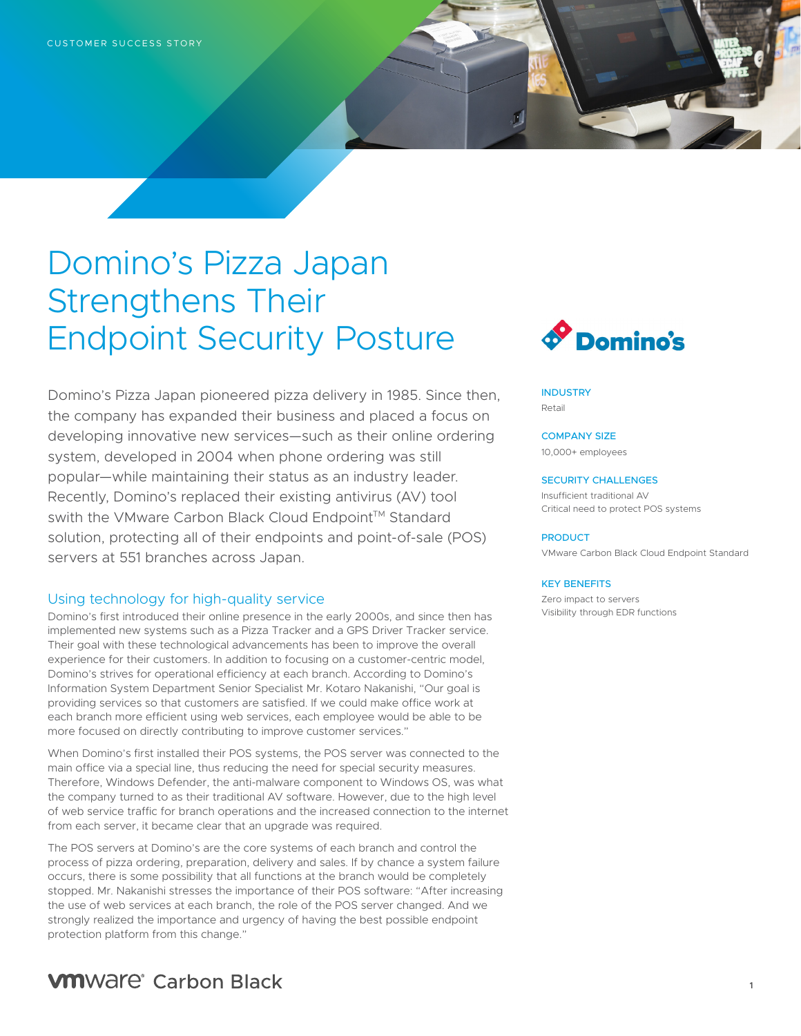CUSTOMER SUCCESS STORY

# Domino's Pizza Japan Strengthens Their Endpoint Security Posture

Domino's Pizza Japan pioneered pizza delivery in 1985. Since then, the company has expanded their business and placed a focus on developing innovative new services—such as their online ordering system, developed in 2004 when phone ordering was still popular—while maintaining their status as an industry leader. Recently, Domino's replaced their existing antivirus (AV) tool swith the VMware Carbon Black Cloud Endpoint™ Standard solution, protecting all of their endpoints and point-of-sale (POS) servers at 551 branches across Japan.

**INDUSTRY**
Retail

**COMPANY SIZE**
10,000+ employees

**SECURITY CHALLENGES**
Insufficient traditional AV
Critical need to protect POS systems

**PRODUCT**
VMware Carbon Black Cloud Endpoint Standard

**KEY BENEFITS**
Zero impact to servers
Visibility through EDR functions

## Using technology for high-quality service

Domino's first introduced their online presence in the early 2000s, and since then has implemented new systems such as a Pizza Tracker and a GPS Driver Tracker service. Their goal with these technological advancements has been to improve the overall experience for their customers. In addition to focusing on a customer-centric model, Domino's strives for operational efficiency at each branch. According to Domino's Information System Department Senior Specialist Mr. Kotaro Nakanishi, "Our goal is providing services so that customers are satisfied. If we could make office work at each branch more efficient using web services, each employee would be able to be more focused on directly contributing to improve customer services."

When Domino's first installed their POS systems, the POS server was connected to the main office via a special line, thus reducing the need for special security measures. Therefore, Windows Defender, the anti-malware component to Windows OS, was what the company turned to as their traditional AV software. However, due to the high level of web service traffic for branch operations and the increased connection to the internet from each server, it became clear that an upgrade was required.

The POS servers at Domino's are the core systems of each branch and control the process of pizza ordering, preparation, delivery and sales. If by chance a system failure occurs, there is some possibility that all functions at the branch would be completely stopped. Mr. Nakanishi stresses the importance of their POS software: "After increasing the use of web services at each branch, the role of the POS server changed. And we strongly realized the importance and urgency of having the best possible endpoint protection platform from this change."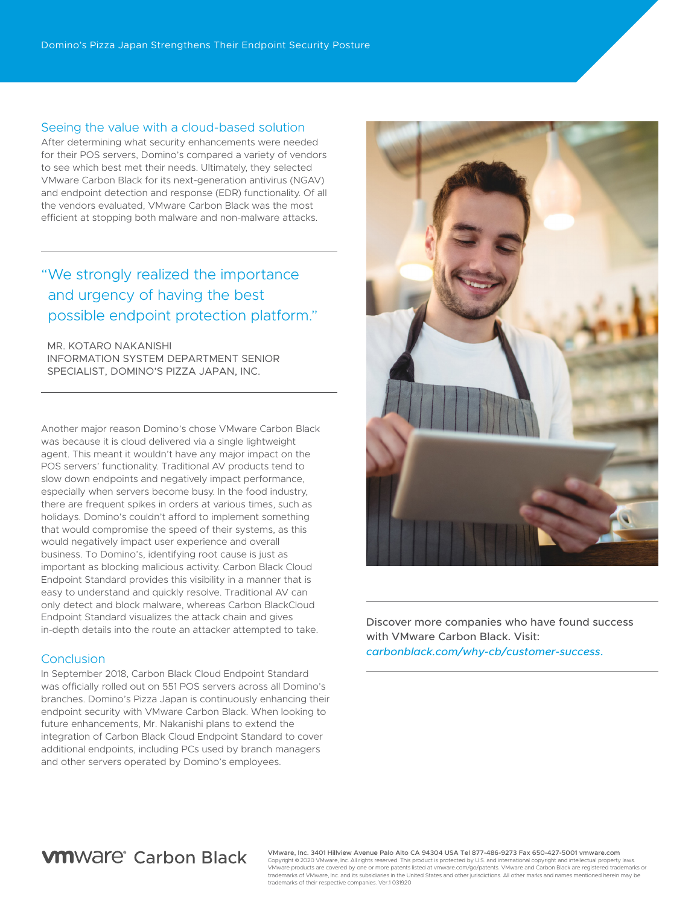## Seeing the value with a cloud-based solution

After determining what security enhancements were needed for their POS servers, Domino's compared a variety of vendors to see which best met their needs. Ultimately, they selected VMware Carbon Black for its next-generation antivirus (NGAV) and endpoint detection and response (EDR) functionality. Of all the vendors evaluated, VMware Carbon Black was the most efficient at stopping both malware and non-malware attacks.

> "We strongly realized the importance and urgency of having the best possible endpoint protection platform."
>
> MR. KOTARO NAKANISHI
> INFORMATION SYSTEM DEPARTMENT SENIOR SPECIALIST, DOMINO'S PIZZA JAPAN, INC.

Another major reason Domino's chose VMware Carbon Black was because it is cloud delivered via a single lightweight agent. This meant it wouldn't have any major impact on the POS servers' functionality. Traditional AV products tend to slow down endpoints and negatively impact performance, especially when servers become busy. In the food industry, there are frequent spikes in orders at various times, such as holidays. Domino's couldn't afford to implement something that would compromise the speed of their systems, as this would negatively impact user experience and overall business. To Domino's, identifying root cause is just as important as blocking malicious activity. Carbon Black Cloud Endpoint Standard provides this visibility in a manner that is easy to understand and quickly resolve. Traditional AV can only detect and block malware, whereas Carbon BlackCloud Endpoint Standard visualizes the attack chain and gives in-depth details into the route an attacker attempted to take.

## Conclusion

In September 2018, Carbon Black Cloud Endpoint Standard was officially rolled out on 551 POS servers across all Domino's branches. Domino's Pizza Japan is continuously enhancing their endpoint security with VMware Carbon Black. When looking to future enhancements, Mr. Nakanishi plans to extend the integration of Carbon Black Cloud Endpoint Standard to cover additional endpoints, including PCs used by branch managers and other servers operated by Domino's employees.

Discover more companies who have found success with VMware Carbon Black. Visit: *carbonblack.com/why-cb/customer-success.*

vmware® Carbon Black

VMware, Inc. 3401 Hillview Avenue Palo Alto CA 94304 USA Tel 877-486-9273 Fax 650-427-5001 vmware.com
Copyright © 2020 VMware, Inc. All rights reserved. This product is protected by U.S. and international copyright and intellectual property laws. VMware products are covered by one or more patents listed at vmware.com/go/patents. VMware and Carbon Black are registered trademarks or trademarks of VMware, Inc. and its subsidiaries in the United States and other jurisdictions. All other marks and names mentioned herein may be trademarks of their respective companies. Ver 1 031920